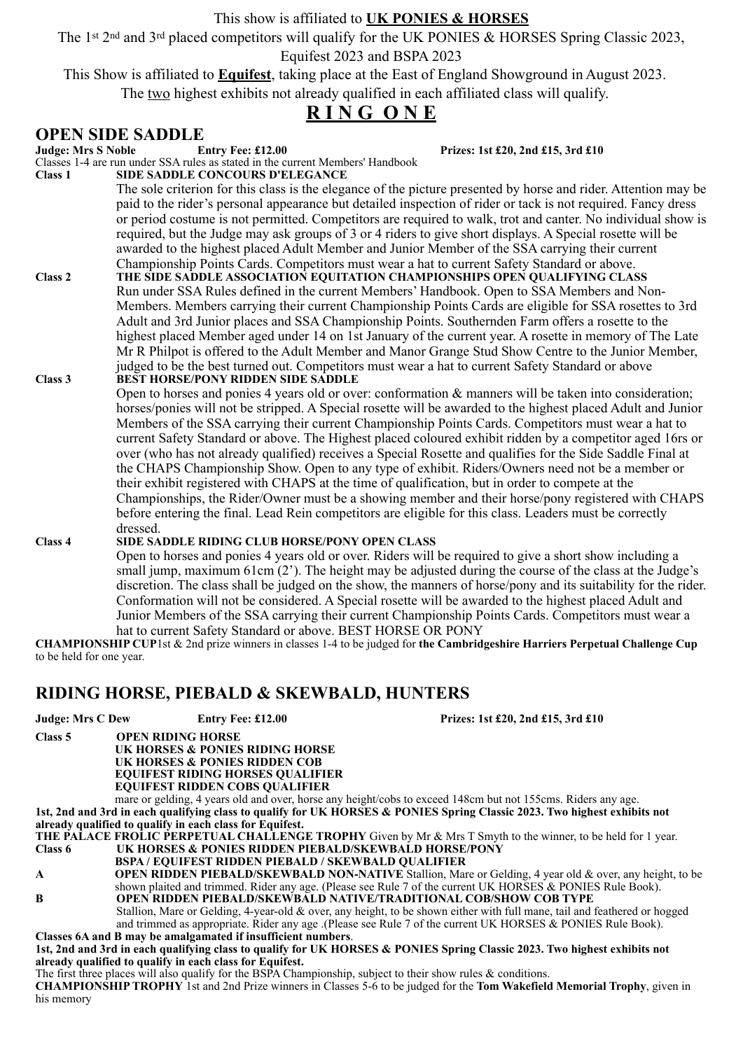This show is affiliated to **UK PONIES & HORSES**

The 1st 2nd and 3rd placed competitors will qualify for the UK PONIES & HORSES Spring Classic 2023, Equifest 2023 and BSPA 2023

This Show is affiliated to **Equifest**, taking place at the East of England Showground in August 2023.

The two highest exhibits not already qualified in each affiliated class will qualify.

# RING ONE

## OPEN SIDE SADDLE

**Judge: Mrs S Noble** **Entry Fee: £12.00** **Prizes: 1st £20, 2nd £15, 3rd £10**

Classes 1-4 are run under SSA rules as stated in the current Members' Handbook

**Class 1 SIDE SADDLE CONCOURS D'ELEGANCE**

The sole criterion for this class is the elegance of the picture presented by horse and rider. Attention may be paid to the rider's personal appearance but detailed inspection of rider or tack is not required. Fancy dress or period costume is not permitted. Competitors are required to walk, trot and canter. No individual show is required, but the Judge may ask groups of 3 or 4 riders to give short displays. A Special rosette will be awarded to the highest placed Adult Member and Junior Member of the SSA carrying their current Championship Points Cards. Competitors must wear a hat to current Safety Standard or above.

**Class 2 THE SIDE SADDLE ASSOCIATION EQUITATION CHAMPIONSHIPS OPEN QUALIFYING CLASS**

Run under SSA Rules defined in the current Members' Handbook. Open to SSA Members and Non-Members. Members carrying their current Championship Points Cards are eligible for SSA rosettes to 3rd Adult and 3rd Junior places and SSA Championship Points. Southernden Farm offers a rosette to the highest placed Member aged under 14 on 1st January of the current year. A rosette in memory of The Late Mr R Philpot is offered to the Adult Member and Manor Grange Stud Show Centre to the Junior Member, judged to be the best turned out. Competitors must wear a hat to current Safety Standard or above

**Class 3 BEST HORSE/PONY RIDDEN SIDE SADDLE**

Open to horses and ponies 4 years old or over: conformation & manners will be taken into consideration; horses/ponies will not be stripped. A Special rosette will be awarded to the highest placed Adult and Junior Members of the SSA carrying their current Championship Points Cards. Competitors must wear a hat to current Safety Standard or above. The Highest placed coloured exhibit ridden by a competitor aged 16rs or over (who has not already qualified) receives a Special Rosette and qualifies for the Side Saddle Final at the CHAPS Championship Show. Open to any type of exhibit. Riders/Owners need not be a member or their exhibit registered with CHAPS at the time of qualification, but in order to compete at the Championships, the Rider/Owner must be a showing member and their horse/pony registered with CHAPS before entering the final. Lead Rein competitors are eligible for this class. Leaders must be correctly dressed.

**Class 4 SIDE SADDLE RIDING CLUB HORSE/PONY OPEN CLASS**

Open to horses and ponies 4 years old or over. Riders will be required to give a short show including a small jump, maximum 61cm (2'). The height may be adjusted during the course of the class at the Judge's discretion. The class shall be judged on the show, the manners of horse/pony and its suitability for the rider. Conformation will not be considered. A Special rosette will be awarded to the highest placed Adult and Junior Members of the SSA carrying their current Championship Points Cards. Competitors must wear a hat to current Safety Standard or above. BEST HORSE OR PONY

**CHAMPIONSHIP CUP** 1st & 2nd prize winners in classes 1-4 to be judged for **the Cambridgeshire Harriers Perpetual Challenge Cup** to be held for one year.

## RIDING HORSE, PIEBALD & SKEWBALD, HUNTERS

**Judge: Mrs C Dew** **Entry Fee: £12.00** **Prizes: 1st £20, 2nd £15, 3rd £10**

**Class 5 OPEN RIDING HORSE**
**UK HORSES & PONIES RIDING HORSE**
**UK HORSES & PONIES RIDDEN COB**
**EQUIFEST RIDING HORSES QUALIFIER**
**EQUIFEST RIDDEN COBS QUALIFIER**

mare or gelding, 4 years old and over, horse any height/cobs to exceed 148cm but not 155cms. Riders any age.

**1st, 2nd and 3rd in each qualifying class to qualify for UK HORSES & PONIES Spring Classic 2023. Two highest exhibits not already qualified to qualify in each class for Equifest.**

**THE PALACE FROLIC PERPETUAL CHALLENGE TROPHY** Given by Mr & Mrs T Smyth to the winner, to be held for 1 year.

**Class 6 UK HORSES & PONIES RIDDEN PIEBALD/SKEWBALD HORSE/PONY**
**BSPA / EQUIFEST RIDDEN PIEBALD / SKEWBALD QUALIFIER**

**A OPEN RIDDEN PIEBALD/SKEWBALD NON-NATIVE** Stallion, Mare or Gelding, 4 year old & over, any height, to be shown plaited and trimmed. Rider any age. (Please see Rule 7 of the current UK HORSES & PONIES Rule Book).

**B OPEN RIDDEN PIEBALD/SKEWBALD NATIVE/TRADITIONAL COB/SHOW COB TYPE**
Stallion, Mare or Gelding, 4-year-old & over, any height, to be shown either with full mane, tail and feathered or hogged and trimmed as appropriate. Rider any age .(Please see Rule 7 of the current UK HORSES & PONIES Rule Book).

**Classes 6A and B may be amalgamated if insufficient numbers**.

**1st, 2nd and 3rd in each qualifying class to qualify for UK HORSES & PONIES Spring Classic 2023. Two highest exhibits not already qualified to qualify in each class for Equifest.**

The first three places will also qualify for the BSPA Championship, subject to their show rules & conditions.

**CHAMPIONSHIP TROPHY** 1st and 2nd Prize winners in Classes 5-6 to be judged for the **Tom Wakefield Memorial Trophy**, given in his memory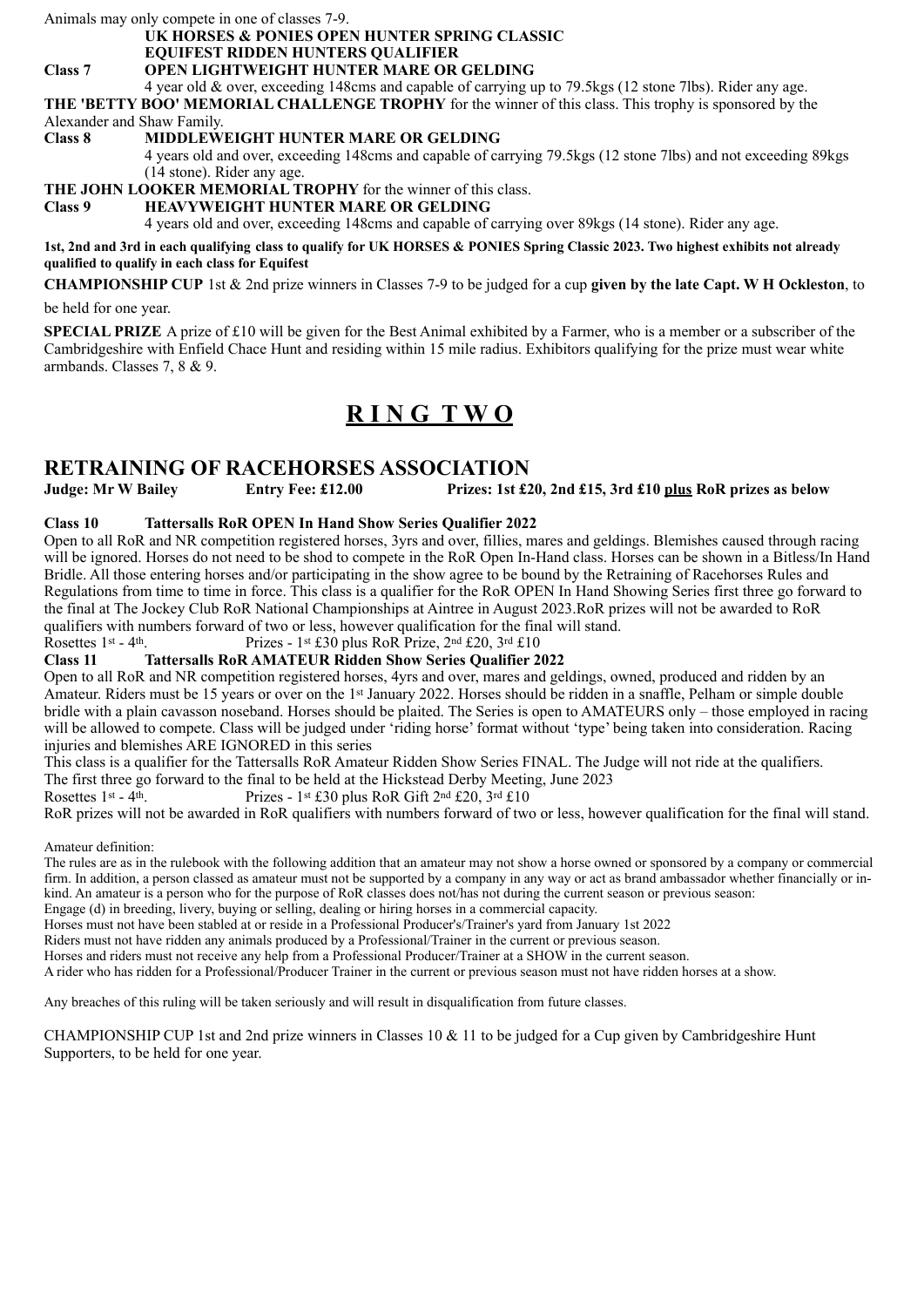Animals may only compete in one of classes 7-9.

**UK HORSES & PONIES OPEN HUNTER SPRING CLASSIC**
**EQUIFEST RIDDEN HUNTERS QUALIFIER**

**Class 7 OPEN LIGHTWEIGHT HUNTER MARE OR GELDING**

4 year old & over, exceeding 148cms and capable of carrying up to 79.5kgs (12 stone 7lbs). Rider any age.

**THE 'BETTY BOO' MEMORIAL CHALLENGE TROPHY** for the winner of this class. This trophy is sponsored by the Alexander and Shaw Family.

**Class 8 MIDDLEWEIGHT HUNTER MARE OR GELDING**

4 years old and over, exceeding 148cms and capable of carrying 79.5kgs (12 stone 7lbs) and not exceeding 89kgs (14 stone). Rider any age.

**THE JOHN LOOKER MEMORIAL TROPHY** for the winner of this class.

**Class 9 HEAVYWEIGHT HUNTER MARE OR GELDING**

4 years old and over, exceeding 148cms and capable of carrying over 89kgs (14 stone). Rider any age.

**1st, 2nd and 3rd in each qualifying class to qualify for UK HORSES & PONIES Spring Classic 2023. Two highest exhibits not already qualified to qualify in each class for Equifest**

**CHAMPIONSHIP CUP** 1st & 2nd prize winners in Classes 7-9 to be judged for a cup **given by the late Capt. W H Ockleston**, to be held for one year.

**SPECIAL PRIZE** A prize of £10 will be given for the Best Animal exhibited by a Farmer, who is a member or a subscriber of the Cambridgeshire with Enfield Chace Hunt and residing within 15 mile radius. Exhibitors qualifying for the prize must wear white armbands. Classes 7, 8 & 9.

# R I N G T W O

## RETRAINING OF RACEHORSES ASSOCIATION

**Judge: Mr W Bailey Entry Fee: £12.00 Prizes: 1st £20, 2nd £15, 3rd £10 plus RoR prizes as below**

**Class 10 Tattersalls RoR OPEN In Hand Show Series Qualifier 2022**

Open to all RoR and NR competition registered horses, 3yrs and over, fillies, mares and geldings. Blemishes caused through racing will be ignored. Horses do not need to be shod to compete in the RoR Open In-Hand class. Horses can be shown in a Bitless/In Hand Bridle. All those entering horses and/or participating in the show agree to be bound by the Retraining of Racehorses Rules and Regulations from time to time in force. This class is a qualifier for the RoR OPEN In Hand Showing Series first three go forward to the final at The Jockey Club RoR National Championships at Aintree in August 2023.RoR prizes will not be awarded to RoR qualifiers with numbers forward of two or less, however qualification for the final will stand.

Rosettes 1st - 4th. Prizes - 1st £30 plus RoR Prize, 2nd £20, 3rd £10

**Class 11 Tattersalls RoR AMATEUR Ridden Show Series Qualifier 2022**

Open to all RoR and NR competition registered horses, 4yrs and over, mares and geldings, owned, produced and ridden by an Amateur. Riders must be 15 years or over on the 1st January 2022. Horses should be ridden in a snaffle, Pelham or simple double bridle with a plain cavasson noseband. Horses should be plaited. The Series is open to AMATEURS only – those employed in racing will be allowed to compete. Class will be judged under 'riding horse' format without 'type' being taken into consideration. Racing injuries and blemishes ARE IGNORED in this series

This class is a qualifier for the Tattersalls RoR Amateur Ridden Show Series FINAL. The Judge will not ride at the qualifiers.
The first three go forward to the final to be held at the Hickstead Derby Meeting, June 2023

Rosettes 1st - 4th. Prizes - 1st £30 plus RoR Gift 2nd £20, 3rd £10

RoR prizes will not be awarded in RoR qualifiers with numbers forward of two or less, however qualification for the final will stand.

Amateur definition:

The rules are as in the rulebook with the following addition that an amateur may not show a horse owned or sponsored by a company or commercial firm. In addition, a person classed as amateur must not be supported by a company in any way or act as brand ambassador whether financially or in-kind. An amateur is a person who for the purpose of RoR classes does not/has not during the current season or previous season:

Engage (d) in breeding, livery, buying or selling, dealing or hiring horses in a commercial capacity.

Horses must not have been stabled at or reside in a Professional Producer's/Trainer's yard from January 1st 2022

Riders must not have ridden any animals produced by a Professional/Trainer in the current or previous season.

Horses and riders must not receive any help from a Professional Producer/Trainer at a SHOW in the current season.

A rider who has ridden for a Professional/Producer Trainer in the current or previous season must not have ridden horses at a show.

Any breaches of this ruling will be taken seriously and will result in disqualification from future classes.

CHAMPIONSHIP CUP 1st and 2nd prize winners in Classes 10 & 11 to be judged for a Cup given by Cambridgeshire Hunt Supporters, to be held for one year.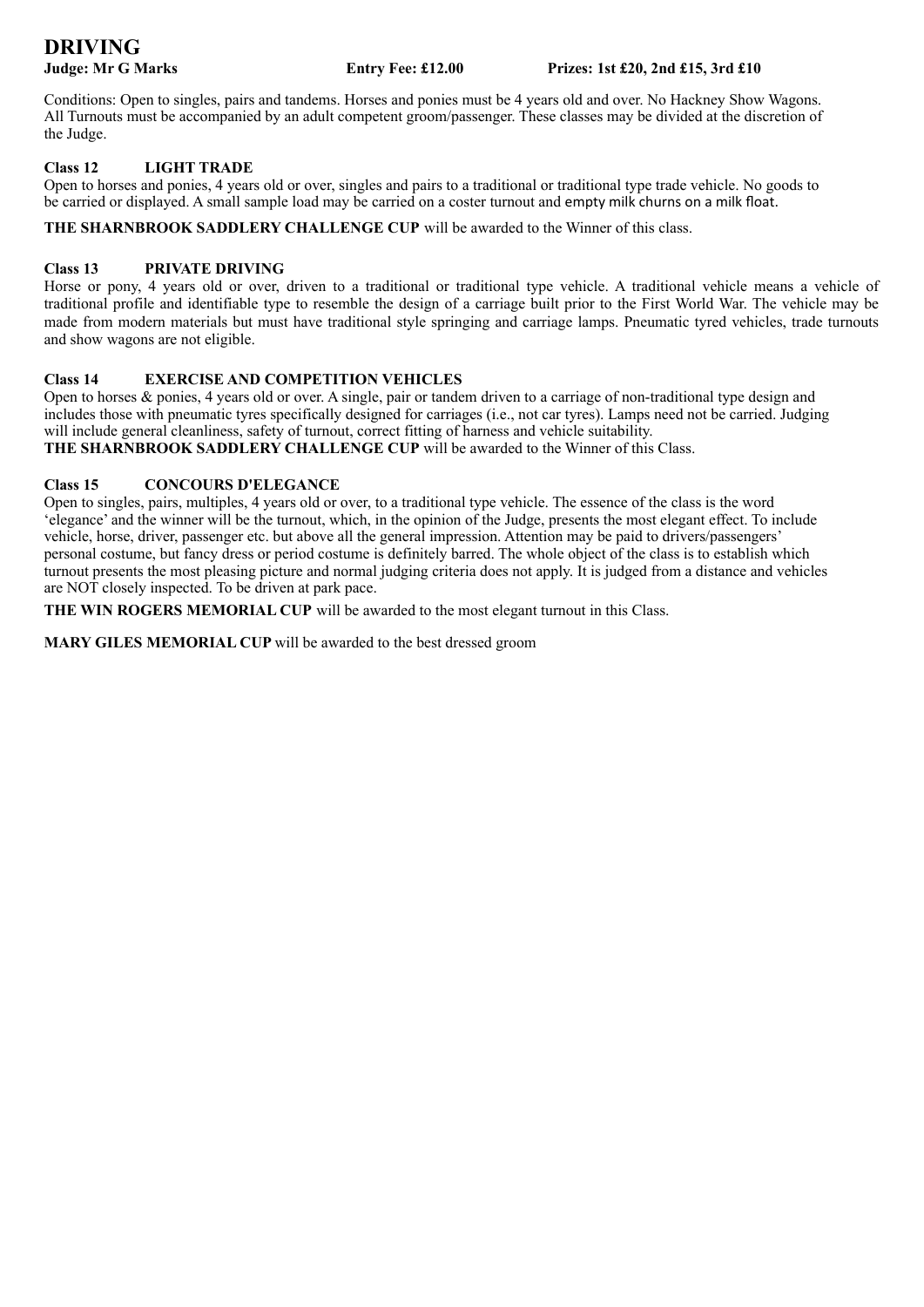# DRIVING

**Judge: Mr G Marks** **Entry Fee: £12.00** **Prizes: 1st £20, 2nd £15, 3rd £10**

Conditions: Open to singles, pairs and tandems. Horses and ponies must be 4 years old and over. No Hackney Show Wagons. All Turnouts must be accompanied by an adult competent groom/passenger. These classes may be divided at the discretion of the Judge.

### Class 12 LIGHT TRADE

Open to horses and ponies, 4 years old or over, singles and pairs to a traditional or traditional type trade vehicle. No goods to be carried or displayed. A small sample load may be carried on a coster turnout and empty milk churns on a milk float.

**THE SHARNBROOK SADDLERY CHALLENGE CUP** will be awarded to the Winner of this class.

### Class 13 PRIVATE DRIVING

Horse or pony, 4 years old or over, driven to a traditional or traditional type vehicle. A traditional vehicle means a vehicle of traditional profile and identifiable type to resemble the design of a carriage built prior to the First World War. The vehicle may be made from modern materials but must have traditional style springing and carriage lamps. Pneumatic tyred vehicles, trade turnouts and show wagons are not eligible.

### Class 14 EXERCISE AND COMPETITION VEHICLES

Open to horses & ponies, 4 years old or over. A single, pair or tandem driven to a carriage of non-traditional type design and includes those with pneumatic tyres specifically designed for carriages (i.e., not car tyres). Lamps need not be carried. Judging will include general cleanliness, safety of turnout, correct fitting of harness and vehicle suitability.

**THE SHARNBROOK SADDLERY CHALLENGE CUP** will be awarded to the Winner of this Class.

### Class 15 CONCOURS D'ELEGANCE

Open to singles, pairs, multiples, 4 years old or over, to a traditional type vehicle. The essence of the class is the word 'elegance' and the winner will be the turnout, which, in the opinion of the Judge, presents the most elegant effect. To include vehicle, horse, driver, passenger etc. but above all the general impression. Attention may be paid to drivers/passengers' personal costume, but fancy dress or period costume is definitely barred. The whole object of the class is to establish which turnout presents the most pleasing picture and normal judging criteria does not apply. It is judged from a distance and vehicles are NOT closely inspected. To be driven at park pace.

**THE WIN ROGERS MEMORIAL CUP** will be awarded to the most elegant turnout in this Class.

**MARY GILES MEMORIAL CUP** will be awarded to the best dressed groom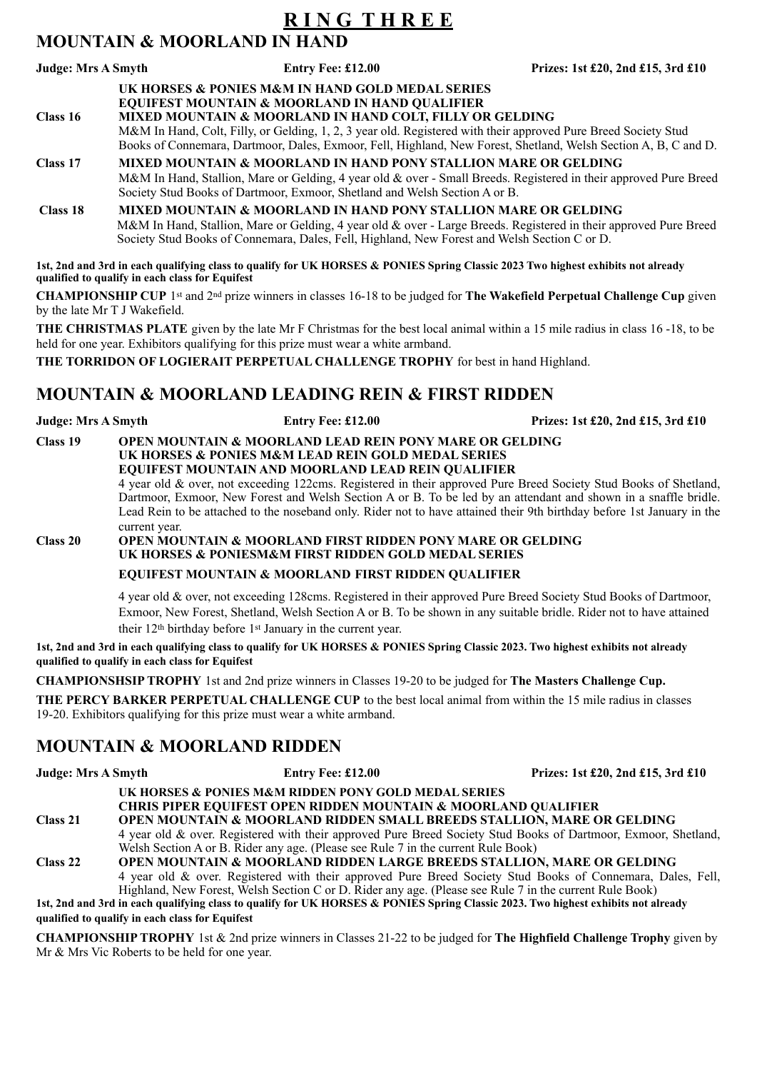# RING THREE

## MOUNTAIN & MOORLAND IN HAND

**Judge: Mrs A Smyth** **Entry Fee: £12.00** **Prizes: 1st £20, 2nd £15, 3rd £10**

**UK HORSES & PONIES M&M IN HAND GOLD MEDAL SERIES**
**EQUIFEST MOUNTAIN & MOORLAND IN HAND QUALIFIER**

**Class 16** **MIXED MOUNTAIN & MOORLAND IN HAND COLT, FILLY OR GELDING**
M&M In Hand, Colt, Filly, or Gelding, 1, 2, 3 year old. Registered with their approved Pure Breed Society Stud Books of Connemara, Dartmoor, Dales, Exmoor, Fell, Highland, New Forest, Shetland, Welsh Section A, B, C and D.

**Class 17** **MIXED MOUNTAIN & MOORLAND IN HAND PONY STALLION MARE OR GELDING**
M&M In Hand, Stallion, Mare or Gelding, 4 year old & over - Small Breeds. Registered in their approved Pure Breed Society Stud Books of Dartmoor, Exmoor, Shetland and Welsh Section A or B.

**Class 18** **MIXED MOUNTAIN & MOORLAND IN HAND PONY STALLION MARE OR GELDING**
M&M In Hand, Stallion, Mare or Gelding, 4 year old & over - Large Breeds. Registered in their approved Pure Breed Society Stud Books of Connemara, Dales, Fell, Highland, New Forest and Welsh Section C or D.

**1st, 2nd and 3rd in each qualifying class to qualify for UK HORSES & PONIES Spring Classic 2023 Two highest exhibits not already qualified to qualify in each class for Equifest**

**CHAMPIONSHIP CUP** 1st and 2nd prize winners in classes 16-18 to be judged for **The Wakefield Perpetual Challenge Cup** given by the late Mr T J Wakefield.

**THE CHRISTMAS PLATE** given by the late Mr F Christmas for the best local animal within a 15 mile radius in class 16 -18, to be held for one year. Exhibitors qualifying for this prize must wear a white armband.

**THE TORRIDON OF LOGIERAIT PERPETUAL CHALLENGE TROPHY** for best in hand Highland.

## MOUNTAIN & MOORLAND LEADING REIN & FIRST RIDDEN

**Judge: Mrs A Smyth** **Entry Fee: £12.00** **Prizes: 1st £20, 2nd £15, 3rd £10**

**Class 19** **OPEN MOUNTAIN & MOORLAND LEAD REIN PONY MARE OR GELDING**
**UK HORSES & PONIES M&M LEAD REIN GOLD MEDAL SERIES**
**EQUIFEST MOUNTAIN AND MOORLAND LEAD REIN QUALIFIER**
4 year old & over, not exceeding 122cms. Registered in their approved Pure Breed Society Stud Books of Shetland, Dartmoor, Exmoor, New Forest and Welsh Section A or B. To be led by an attendant and shown in a snaffle bridle. Lead Rein to be attached to the noseband only. Rider not to have attained their 9th birthday before 1st January in the current year.

**Class 20** **OPEN MOUNTAIN & MOORLAND FIRST RIDDEN PONY MARE OR GELDING**
**UK HORSES & PONIESM&M FIRST RIDDEN GOLD MEDAL SERIES**
**EQUIFEST MOUNTAIN & MOORLAND FIRST RIDDEN QUALIFIER**
4 year old & over, not exceeding 128cms. Registered in their approved Pure Breed Society Stud Books of Dartmoor, Exmoor, New Forest, Shetland, Welsh Section A or B. To be shown in any suitable bridle. Rider not to have attained their 12th birthday before 1st January in the current year.

**1st, 2nd and 3rd in each qualifying class to qualify for UK HORSES & PONIES Spring Classic 2023. Two highest exhibits not already qualified to qualify in each class for Equifest**

**CHAMPIONSHSIP TROPHY** 1st and 2nd prize winners in Classes 19-20 to be judged for **The Masters Challenge Cup.**

**THE PERCY BARKER PERPETUAL CHALLENGE CUP** to the best local animal from within the 15 mile radius in classes 19-20. Exhibitors qualifying for this prize must wear a white armband.

## MOUNTAIN & MOORLAND RIDDEN

**Judge: Mrs A Smyth** **Entry Fee: £12.00** **Prizes: 1st £20, 2nd £15, 3rd £10**

**UK HORSES & PONIES M&M RIDDEN PONY GOLD MEDAL SERIES**
**CHRIS PIPER EQUIFEST OPEN RIDDEN MOUNTAIN & MOORLAND QUALIFIER**

**Class 21** **OPEN MOUNTAIN & MOORLAND RIDDEN SMALL BREEDS STALLION, MARE OR GELDING**
4 year old & over. Registered with their approved Pure Breed Society Stud Books of Dartmoor, Exmoor, Shetland, Welsh Section A or B. Rider any age. (Please see Rule 7 in the current Rule Book)

**Class 22** **OPEN MOUNTAIN & MOORLAND RIDDEN LARGE BREEDS STALLION, MARE OR GELDING**
4 year old & over. Registered with their approved Pure Breed Society Stud Books of Connemara, Dales, Fell, Highland, New Forest, Welsh Section C or D. Rider any age. (Please see Rule 7 in the current Rule Book)

**1st, 2nd and 3rd in each qualifying class to qualify for UK HORSES & PONIES Spring Classic 2023. Two highest exhibits not already qualified to qualify in each class for Equifest**

**CHAMPIONSHIP TROPHY** 1st & 2nd prize winners in Classes 21-22 to be judged for **The Highfield Challenge Trophy** given by Mr & Mrs Vic Roberts to be held for one year.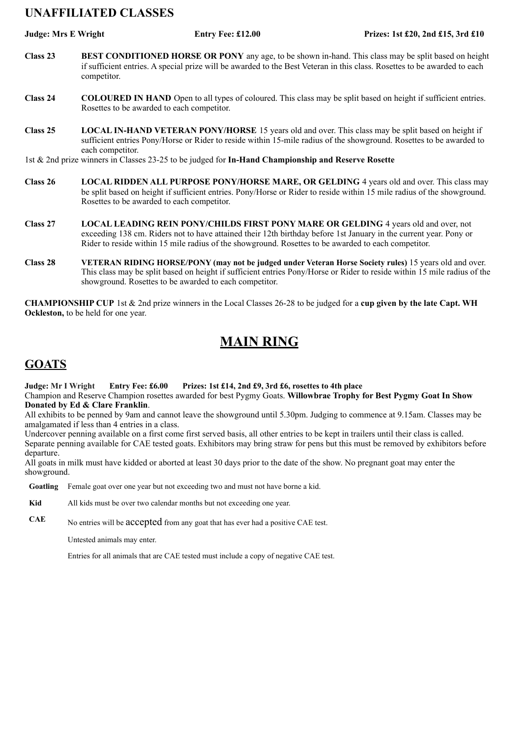## UNAFFILIATED CLASSES

**Judge: Mrs E Wright** **Entry Fee: £12.00** **Prizes: 1st £20, 2nd £15, 3rd £10**

**Class 23** **BEST CONDITIONED HORSE OR PONY** any age, to be shown in-hand. This class may be split based on height if sufficient entries. A special prize will be awarded to the Best Veteran in this class. Rosettes to be awarded to each competitor.

**Class 24** **COLOURED IN HAND** Open to all types of coloured. This class may be split based on height if sufficient entries. Rosettes to be awarded to each competitor.

**Class 25** **LOCAL IN-HAND VETERAN PONY/HORSE** 15 years old and over. This class may be split based on height if sufficient entries Pony/Horse or Rider to reside within 15-mile radius of the showground. Rosettes to be awarded to each competitor.

1st & 2nd prize winners in Classes 23-25 to be judged for **In-Hand Championship and Reserve Rosette**

**Class 26** **LOCAL RIDDEN ALL PURPOSE PONY/HORSE MARE, OR GELDING** 4 years old and over. This class may be split based on height if sufficient entries. Pony/Horse or Rider to reside within 15 mile radius of the showground. Rosettes to be awarded to each competitor.

**Class 27** **LOCAL LEADING REIN PONY/CHILDS FIRST PONY MARE OR GELDING** 4 years old and over, not exceeding 138 cm. Riders not to have attained their 12th birthday before 1st January in the current year. Pony or Rider to reside within 15 mile radius of the showground. Rosettes to be awarded to each competitor.

**Class 28** **VETERAN RIDING HORSE/PONY (may not be judged under Veteran Horse Society rules)** 15 years old and over. This class may be split based on height if sufficient entries Pony/Horse or Rider to reside within 15 mile radius of the showground. Rosettes to be awarded to each competitor.

**CHAMPIONSHIP CUP** 1st & 2nd prize winners in the Local Classes 26-28 to be judged for a **cup given by the late Capt. WH Ockleston,** to be held for one year.

# MAIN RING

## GOATS

**Judge: Mr I Wright** **Entry Fee: £6.00** **Prizes: 1st £14, 2nd £9, 3rd £6, rosettes to 4th place**

Champion and Reserve Champion rosettes awarded for best Pygmy Goats. **Willowbrae Trophy for Best Pygmy Goat In Show Donated by Ed & Clare Franklin**.

All exhibits to be penned by 9am and cannot leave the showground until 5.30pm. Judging to commence at 9.15am. Classes may be amalgamated if less than 4 entries in a class.

Undercover penning available on a first come first served basis, all other entries to be kept in trailers until their class is called. Separate penning available for CAE tested goats. Exhibitors may bring straw for pens but this must be removed by exhibitors before departure.

All goats in milk must have kidded or aborted at least 30 days prior to the date of the show. No pregnant goat may enter the showground.

**Goatling** Female goat over one year but not exceeding two and must not have borne a kid.

**Kid** All kids must be over two calendar months but not exceeding one year.

**CAE** No entries will be accepted from any goat that has ever had a positive CAE test.

Untested animals may enter.

Entries for all animals that are CAE tested must include a copy of negative CAE test.